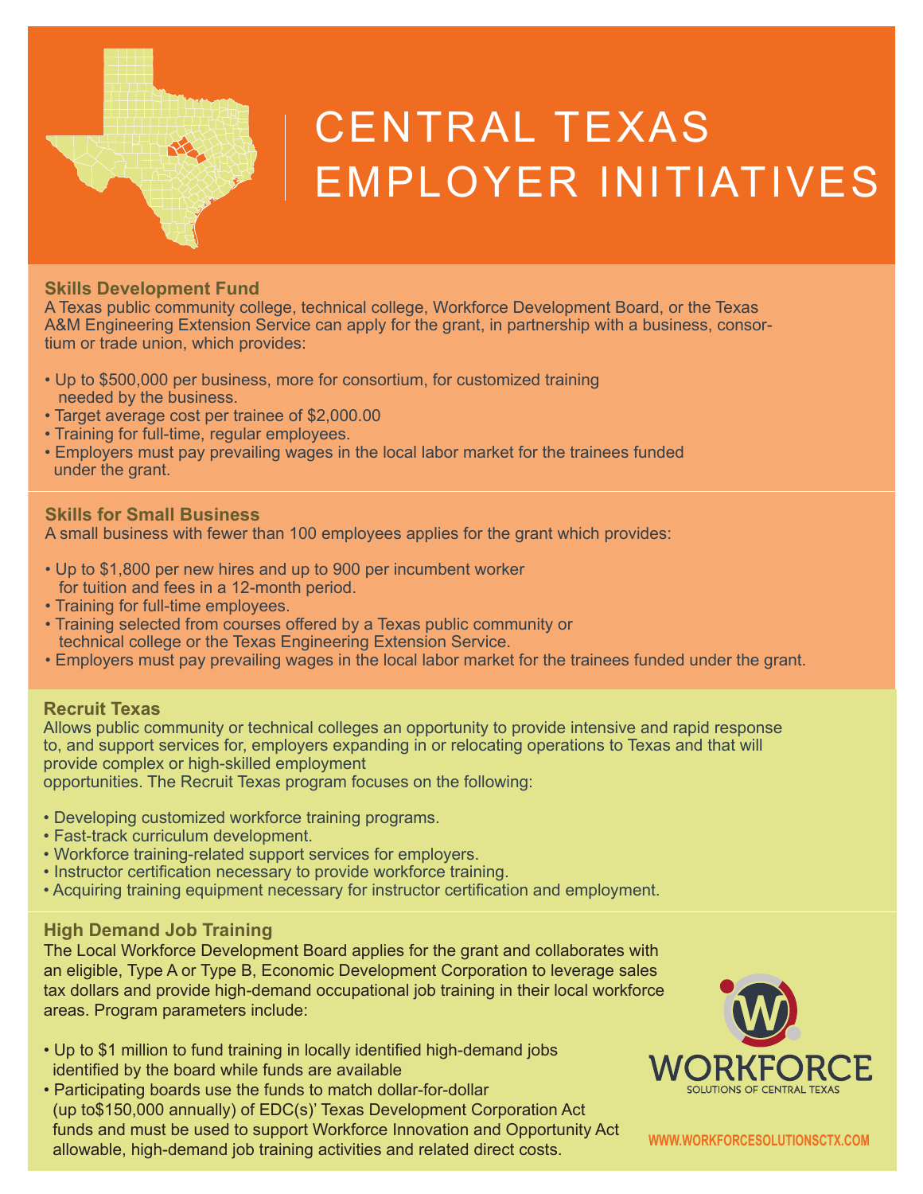# CENTRAL TEXAS EMPLOYER INITIATIVES

## Skills Development Fund

A Texas public community college, technical college, Workforce Development Board, or the Texas A&M Engineering Extension Service can apply for the grant, in partnership with a business, consortium or trade union, which provides:

- Up to $500,000 per business, more for consortium, for customized training needed by the business.
- Target average cost per trainee of $2,000.00
- Training for full-time, regular employees.
- Employers must pay prevailing wages in the local labor market for the trainees funded under the grant.

## Skills for Small Business

A small business with fewer than 100 employees applies for the grant which provides:

- Up to $1,800 per new hires and up to 900 per incumbent worker for tuition and fees in a 12-month period.
- Training for full-time employees.
- Training selected from courses offered by a Texas public community or technical college or the Texas Engineering Extension Service.
- Employers must pay prevailing wages in the local labor market for the trainees funded under the grant.

## Recruit Texas

Allows public community or technical colleges an opportunity to provide intensive and rapid response to, and support services for, employers expanding in or relocating operations to Texas and that will provide complex or high-skilled employment opportunities. The Recruit Texas program focuses on the following:

- Developing customized workforce training programs.
- Fast-track curriculum development.
- Workforce training-related support services for employers.
- Instructor certification necessary to provide workforce training.
- Acquiring training equipment necessary for instructor certification and employment.

## High Demand Job Training

The Local Workforce Development Board applies for the grant and collaborates with an eligible, Type A or Type B, Economic Development Corporation to leverage sales tax dollars and provide high-demand occupational job training in their local workforce areas. Program parameters include:

- Up to $1 million to fund training in locally identified high-demand jobs identified by the board while funds are available
- Participating boards use the funds to match dollar-for-dollar (up to$150,000 annually) of EDC(s)' Texas Development Corporation Act funds and must be used to support Workforce Innovation and Opportunity Act allowable, high-demand job training activities and related direct costs.

WORKFORCE SOLUTIONS OF CENTRAL TEXAS

WWW.WORKFORCESOLUTIONSCTX.COM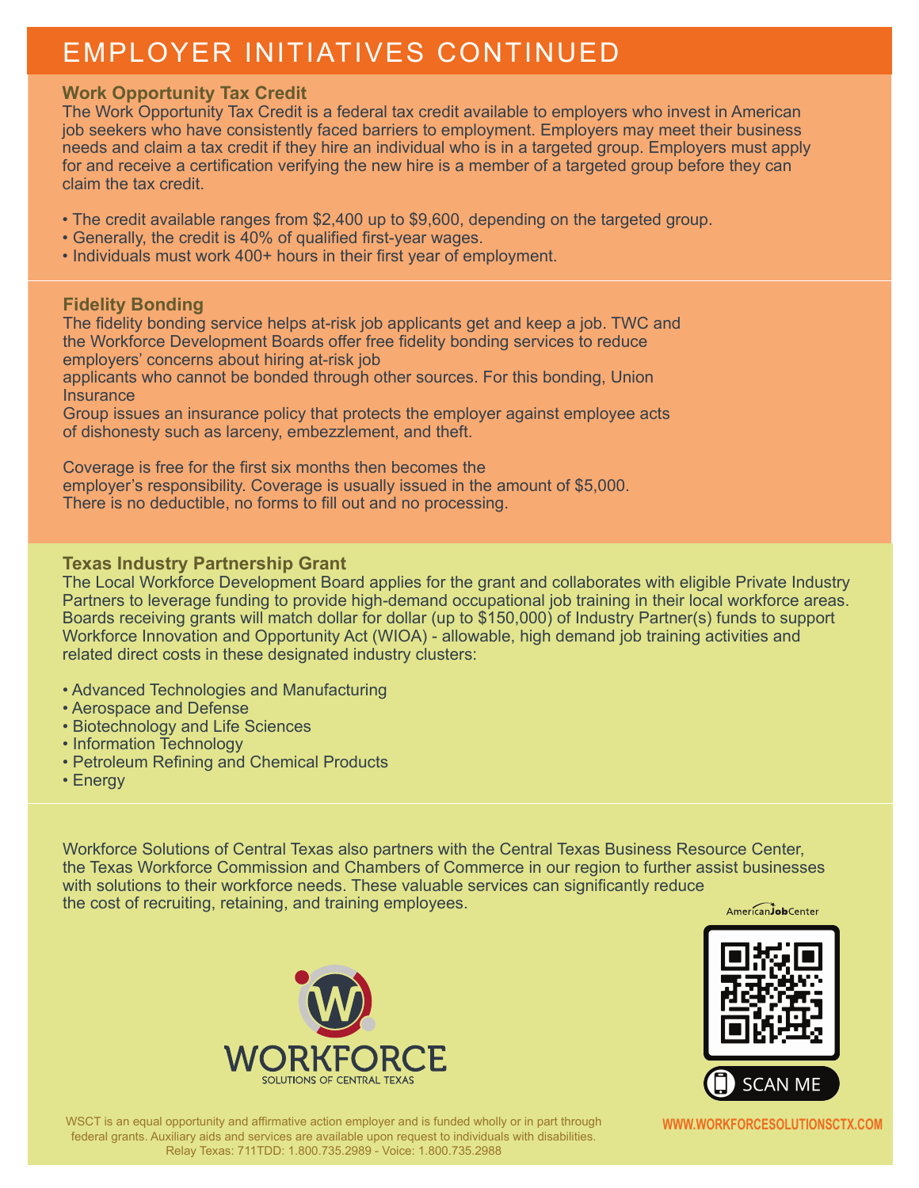# EMPLOYER INITIATIVES CONTINUED

### Work Opportunity Tax Credit

The Work Opportunity Tax Credit is a federal tax credit available to employers who invest in American job seekers who have consistently faced barriers to employment. Employers may meet their business needs and claim a tax credit if they hire an individual who is in a targeted group. Employers must apply for and receive a certification verifying the new hire is a member of a targeted group before they can claim the tax credit.

- The credit available ranges from $2,400 up to $9,600, depending on the targeted group.
- Generally, the credit is 40% of qualified first-year wages.
- Individuals must work 400+ hours in their first year of employment.

### Fidelity Bonding

The fidelity bonding service helps at-risk job applicants get and keep a job. TWC and the Workforce Development Boards offer free fidelity bonding services to reduce employers' concerns about hiring at-risk job applicants who cannot be bonded through other sources. For this bonding, Union Insurance Group issues an insurance policy that protects the employer against employee acts of dishonesty such as larceny, embezzlement, and theft.

Coverage is free for the first six months then becomes the employer's responsibility. Coverage is usually issued in the amount of $5,000. There is no deductible, no forms to fill out and no processing.

### Texas Industry Partnership Grant

The Local Workforce Development Board applies for the grant and collaborates with eligible Private Industry Partners to leverage funding to provide high-demand occupational job training in their local workforce areas. Boards receiving grants will match dollar for dollar (up to $150,000) of Industry Partner(s) funds to support Workforce Innovation and Opportunity Act (WIOA) - allowable, high demand job training activities and related direct costs in these designated industry clusters:

- Advanced Technologies and Manufacturing
- Aerospace and Defense
- Biotechnology and Life Sciences
- Information Technology
- Petroleum Refining and Chemical Products
- Energy

Workforce Solutions of Central Texas also partners with the Central Texas Business Resource Center, the Texas Workforce Commission and Chambers of Commerce in our region to further assist businesses with solutions to their workforce needs. These valuable services can significantly reduce the cost of recruiting, retaining, and training employees.

AmericanJobCenter

SCAN ME

WORKFORCE
SOLUTIONS OF CENTRAL TEXAS

WSCT is an equal opportunity and affirmative action employer and is funded wholly or in part through federal grants. Auxiliary aids and services are available upon request to individuals with disabilities. Relay Texas: 711TDD: 1.800.735.2989 - Voice: 1.800.735.2988

WWW.WORKFORCESOLUTIONSCTX.COM